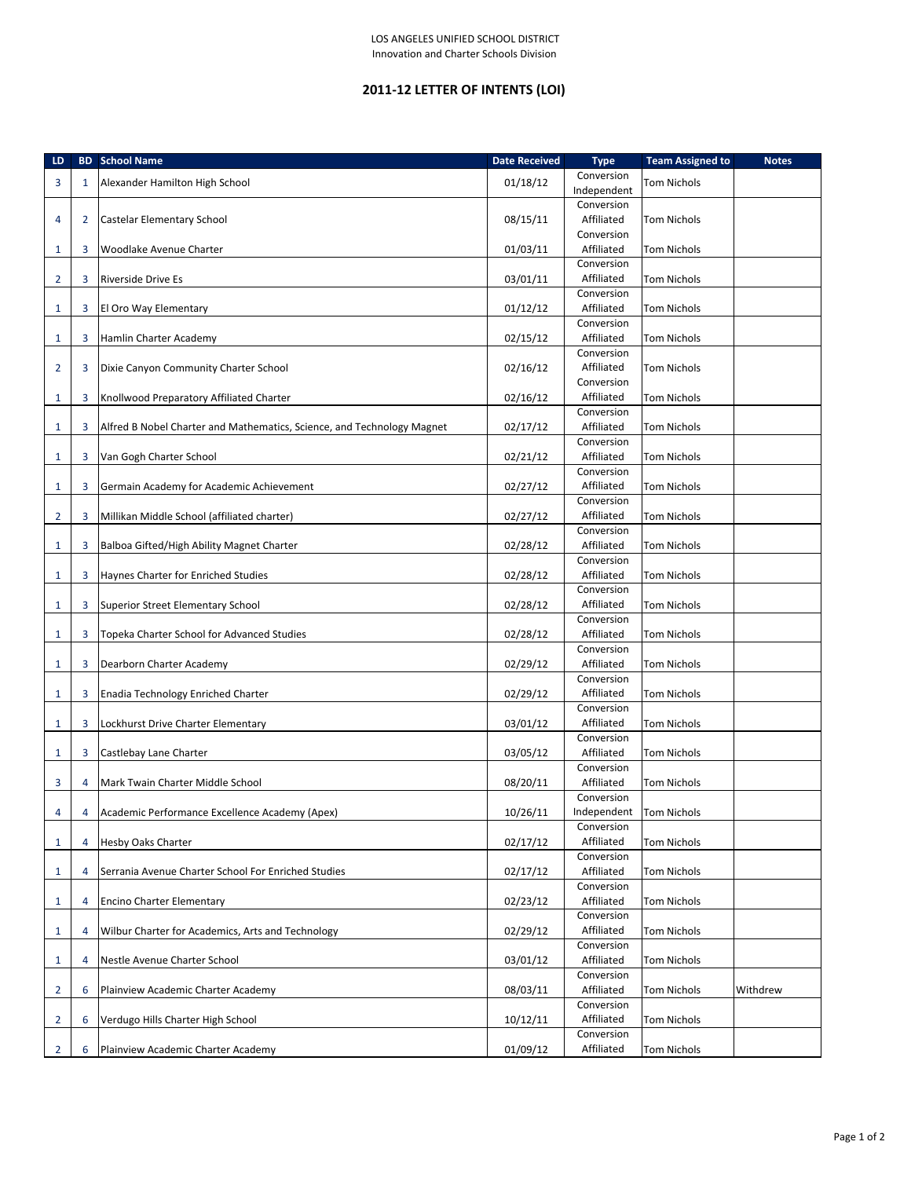LOS ANGELES UNIFIED SCHOOL DISTRICT
Innovation and Charter Schools Division

## 2011-12 LETTER OF INTENTS (LOI)

| LD | BD | School Name | Date Received | Type | Team Assigned to | Notes |
|---|---|---|---|---|---|---|
| 3 | 1 | Alexander Hamilton High School | 01/18/12 | Conversion Independent | Tom Nichols | |
| 4 | 2 | Castelar Elementary School | 08/15/11 | Conversion Affiliated | Tom Nichols | |
| 1 | 3 | Woodlake Avenue Charter | 01/03/11 | Conversion Affiliated | Tom Nichols | |
| 2 | 3 | Riverside Drive Es | 03/01/11 | Conversion Affiliated | Tom Nichols | |
| 1 | 3 | El Oro Way Elementary | 01/12/12 | Conversion Affiliated | Tom Nichols | |
| 1 | 3 | Hamlin Charter Academy | 02/15/12 | Conversion Affiliated | Tom Nichols | |
| 2 | 3 | Dixie Canyon Community Charter School | 02/16/12 | Conversion Affiliated | Tom Nichols | |
| 1 | 3 | Knollwood Preparatory Affiliated Charter | 02/16/12 | Conversion Affiliated | Tom Nichols | |
| 1 | 3 | Alfred B Nobel Charter and Mathematics, Science, and Technology Magnet | 02/17/12 | Conversion Affiliated | Tom Nichols | |
| 1 | 3 | Van Gogh Charter School | 02/21/12 | Conversion Affiliated | Tom Nichols | |
| 1 | 3 | Germain Academy for Academic Achievement | 02/27/12 | Conversion Affiliated | Tom Nichols | |
| 2 | 3 | Millikan Middle School (affiliated charter) | 02/27/12 | Conversion Affiliated | Tom Nichols | |
| 1 | 3 | Balboa Gifted/High Ability Magnet Charter | 02/28/12 | Conversion Affiliated | Tom Nichols | |
| 1 | 3 | Haynes Charter for Enriched Studies | 02/28/12 | Conversion Affiliated | Tom Nichols | |
| 1 | 3 | Superior Street Elementary School | 02/28/12 | Conversion Affiliated | Tom Nichols | |
| 1 | 3 | Topeka Charter School for Advanced Studies | 02/28/12 | Conversion Affiliated | Tom Nichols | |
| 1 | 3 | Dearborn Charter Academy | 02/29/12 | Conversion Affiliated | Tom Nichols | |
| 1 | 3 | Enadia Technology Enriched Charter | 02/29/12 | Conversion Affiliated | Tom Nichols | |
| 1 | 3 | Lockhurst Drive Charter Elementary | 03/01/12 | Conversion Affiliated | Tom Nichols | |
| 1 | 3 | Castlebay Lane Charter | 03/05/12 | Conversion Affiliated | Tom Nichols | |
| 3 | 4 | Mark Twain Charter Middle School | 08/20/11 | Conversion Affiliated | Tom Nichols | |
| 4 | 4 | Academic Performance Excellence Academy (Apex) | 10/26/11 | Conversion Independent | Tom Nichols | |
| 1 | 4 | Hesby Oaks Charter | 02/17/12 | Conversion Affiliated | Tom Nichols | |
| 1 | 4 | Serrania Avenue Charter School For Enriched Studies | 02/17/12 | Conversion Affiliated | Tom Nichols | |
| 1 | 4 | Encino Charter Elementary | 02/23/12 | Conversion Affiliated | Tom Nichols | |
| 1 | 4 | Wilbur Charter for Academics, Arts and Technology | 02/29/12 | Conversion Affiliated | Tom Nichols | |
| 1 | 4 | Nestle Avenue Charter School | 03/01/12 | Conversion Affiliated | Tom Nichols | |
| 2 | 6 | Plainview Academic Charter Academy | 08/03/11 | Conversion Affiliated | Tom Nichols | Withdrew |
| 2 | 6 | Verdugo Hills Charter High School | 10/12/11 | Conversion Affiliated | Tom Nichols | |
| 2 | 6 | Plainview Academic Charter Academy | 01/09/12 | Conversion Affiliated | Tom Nichols | |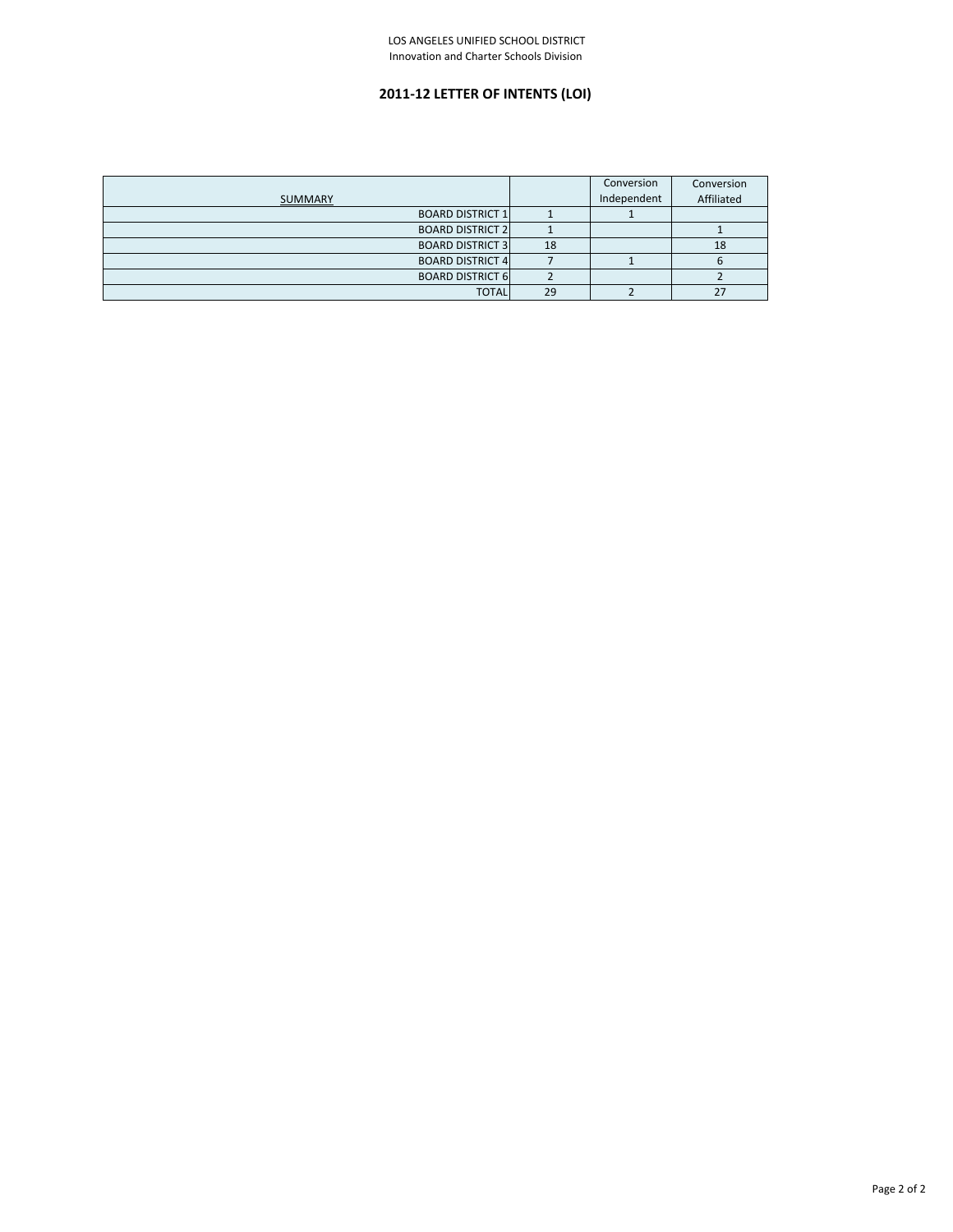LOS ANGELES UNIFIED SCHOOL DISTRICT
Innovation and Charter Schools Division

## 2011-12 LETTER OF INTENTS (LOI)

| SUMMARY | | Conversion Independent | Conversion Affiliated |
|---|---|---|---|
| BOARD DISTRICT 1 | 1 | 1 | |
| BOARD DISTRICT 2 | 1 | | 1 |
| BOARD DISTRICT 3 | 18 | | 18 |
| BOARD DISTRICT 4 | 7 | 1 | 6 |
| BOARD DISTRICT 6 | 2 | | 2 |
| TOTAL | 29 | 2 | 27 |